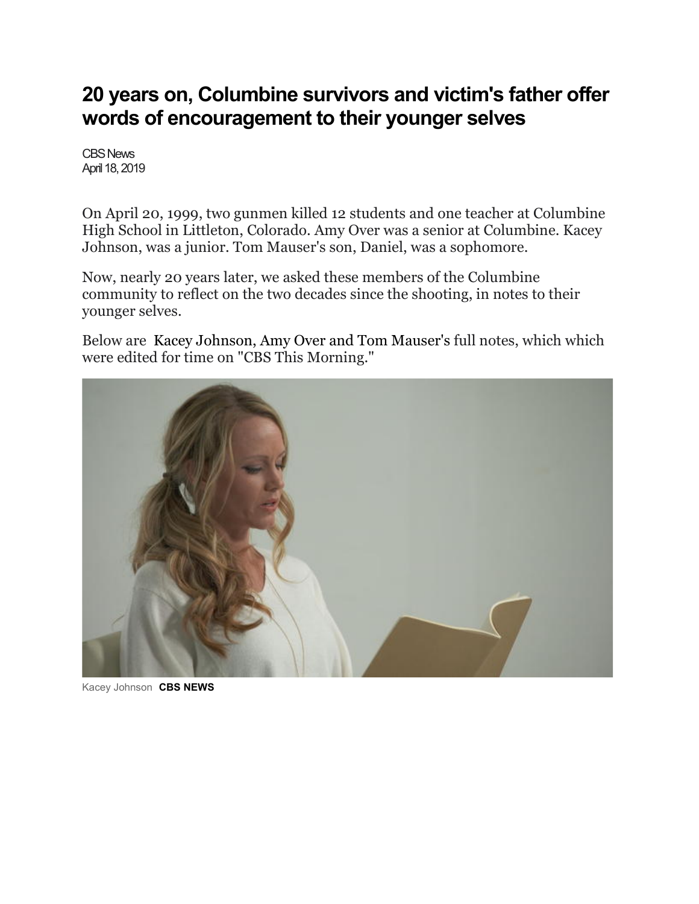# 20 years on, Columbine survivors and victim's father offer words of encouragement to their younger selves

CBS News
April 18, 2019

On April 20, 1999, two gunmen killed 12 students and one teacher at Columbine High School in Littleton, Colorado. Amy Over was a senior at Columbine. Kacey Johnson, was a junior. Tom Mauser's son, Daniel, was a sophomore.

Now, nearly 20 years later, we asked these members of the Columbine community to reflect on the two decades since the shooting, in notes to their younger selves.

Below are Kacey Johnson, Amy Over and Tom Mauser's full notes, which which were edited for time on "CBS This Morning."

Kacey Johnson **CBS NEWS**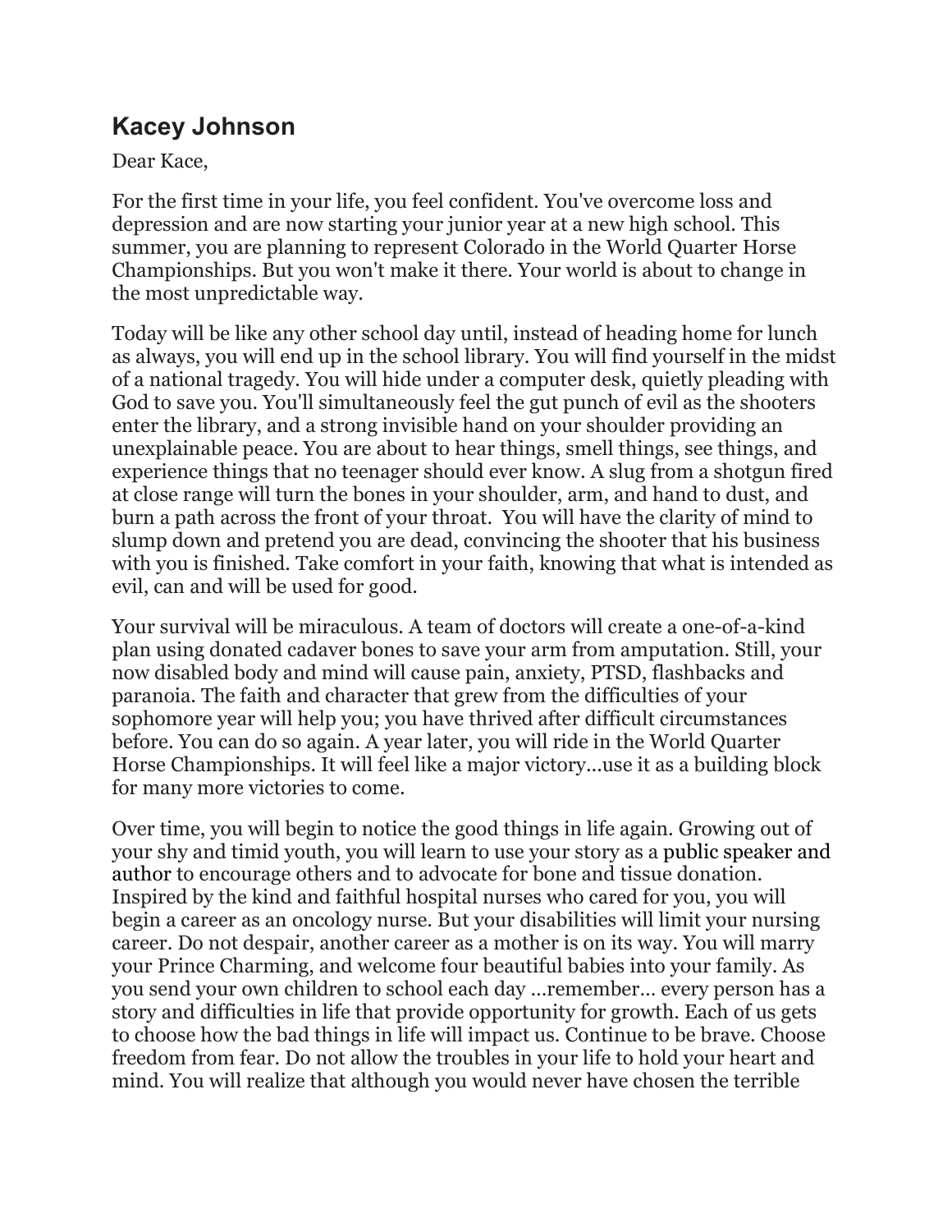## Kacey Johnson

Dear Kace,

For the first time in your life, you feel confident. You've overcome loss and depression and are now starting your junior year at a new high school. This summer, you are planning to represent Colorado in the World Quarter Horse Championships. But you won't make it there. Your world is about to change in the most unpredictable way.

Today will be like any other school day until, instead of heading home for lunch as always, you will end up in the school library. You will find yourself in the midst of a national tragedy. You will hide under a computer desk, quietly pleading with God to save you. You'll simultaneously feel the gut punch of evil as the shooters enter the library, and a strong invisible hand on your shoulder providing an unexplainable peace. You are about to hear things, smell things, see things, and experience things that no teenager should ever know. A slug from a shotgun fired at close range will turn the bones in your shoulder, arm, and hand to dust, and burn a path across the front of your throat. You will have the clarity of mind to slump down and pretend you are dead, convincing the shooter that his business with you is finished. Take comfort in your faith, knowing that what is intended as evil, can and will be used for good.

Your survival will be miraculous. A team of doctors will create a one-of-a-kind plan using donated cadaver bones to save your arm from amputation. Still, your now disabled body and mind will cause pain, anxiety, PTSD, flashbacks and paranoia. The faith and character that grew from the difficulties of your sophomore year will help you; you have thrived after difficult circumstances before. You can do so again. A year later, you will ride in the World Quarter Horse Championships. It will feel like a major victory...use it as a building block for many more victories to come.

Over time, you will begin to notice the good things in life again. Growing out of your shy and timid youth, you will learn to use your story as a public speaker and author to encourage others and to advocate for bone and tissue donation. Inspired by the kind and faithful hospital nurses who cared for you, you will begin a career as an oncology nurse. But your disabilities will limit your nursing career. Do not despair, another career as a mother is on its way. You will marry your Prince Charming, and welcome four beautiful babies into your family. As you send your own children to school each day ...remember... every person has a story and difficulties in life that provide opportunity for growth. Each of us gets to choose how the bad things in life will impact us. Continue to be brave. Choose freedom from fear. Do not allow the troubles in your life to hold your heart and mind. You will realize that although you would never have chosen the terrible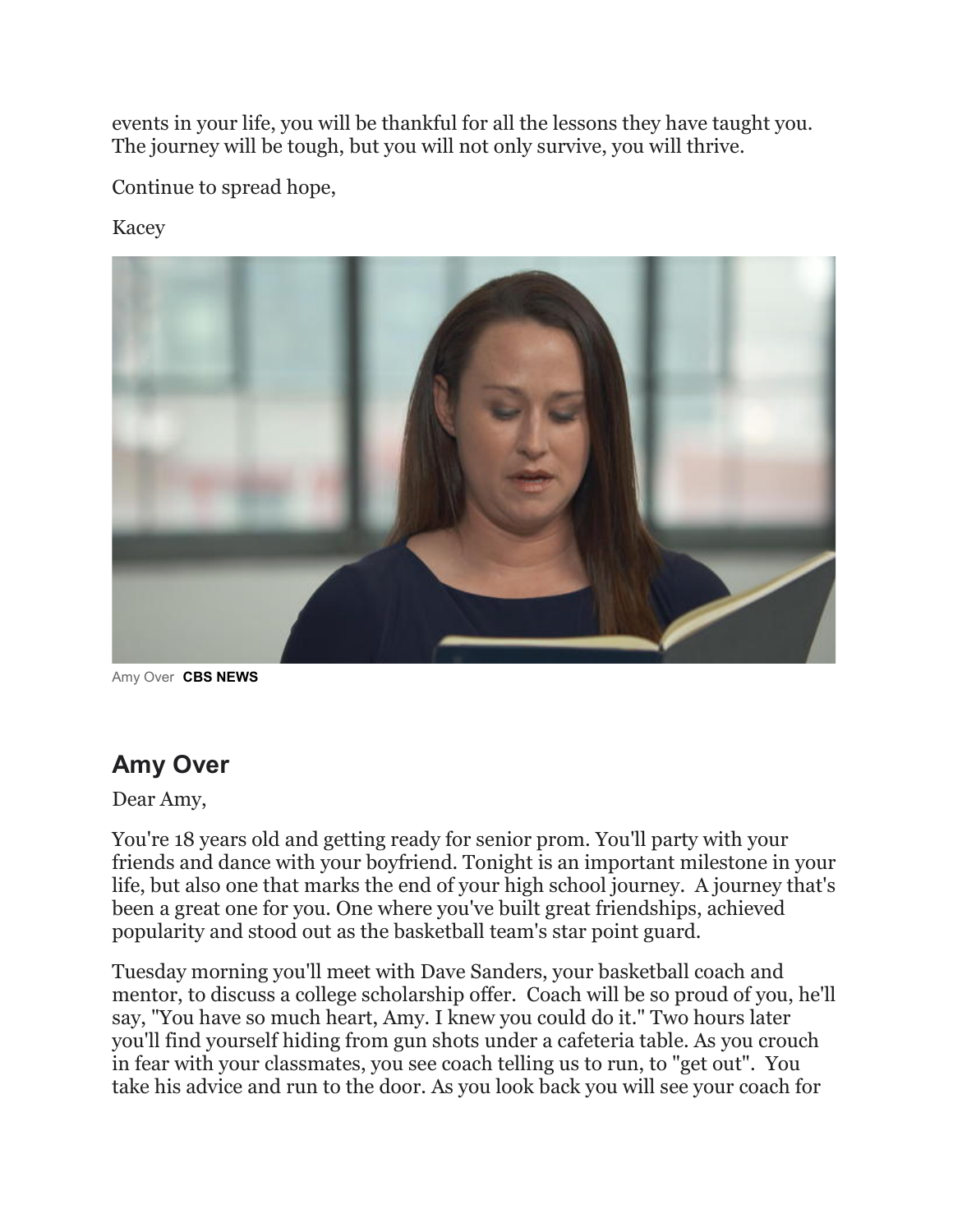events in your life, you will be thankful for all the lessons they have taught you. The journey will be tough, but you will not only survive, you will thrive.

Continue to spread hope,

Kacey

Amy Over CBS NEWS

## Amy Over

Dear Amy,

You're 18 years old and getting ready for senior prom. You'll party with your friends and dance with your boyfriend. Tonight is an important milestone in your life, but also one that marks the end of your high school journey. A journey that's been a great one for you. One where you've built great friendships, achieved popularity and stood out as the basketball team's star point guard.

Tuesday morning you'll meet with Dave Sanders, your basketball coach and mentor, to discuss a college scholarship offer. Coach will be so proud of you, he'll say, "You have so much heart, Amy. I knew you could do it." Two hours later you'll find yourself hiding from gun shots under a cafeteria table. As you crouch in fear with your classmates, you see coach telling us to run, to "get out". You take his advice and run to the door. As you look back you will see your coach for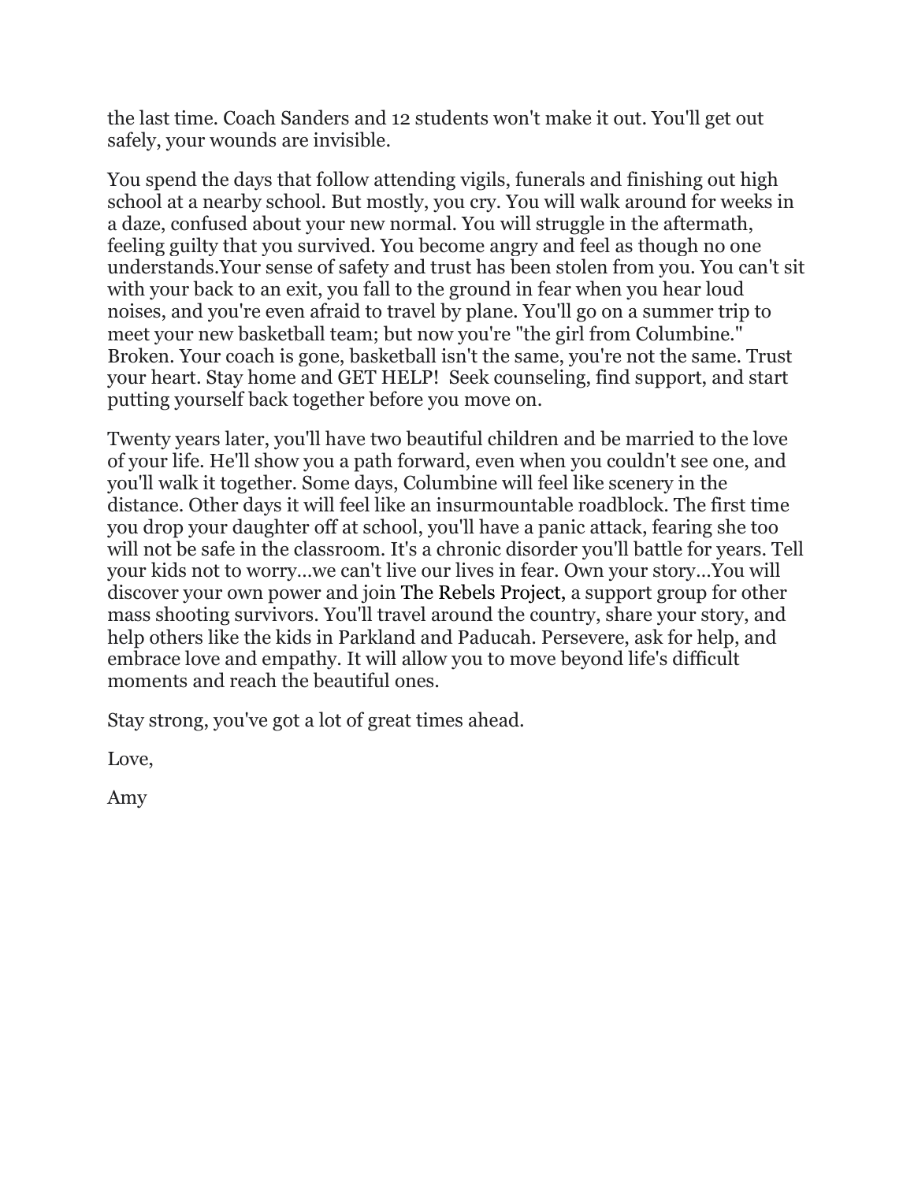the last time. Coach Sanders and 12 students won't make it out. You'll get out safely, your wounds are invisible.

You spend the days that follow attending vigils, funerals and finishing out high school at a nearby school. But mostly, you cry. You will walk around for weeks in a daze, confused about your new normal. You will struggle in the aftermath, feeling guilty that you survived. You become angry and feel as though no one understands.Your sense of safety and trust has been stolen from you. You can't sit with your back to an exit, you fall to the ground in fear when you hear loud noises, and you're even afraid to travel by plane. You'll go on a summer trip to meet your new basketball team; but now you're "the girl from Columbine." Broken. Your coach is gone, basketball isn't the same, you're not the same. Trust your heart. Stay home and GET HELP!  Seek counseling, find support, and start putting yourself back together before you move on.

Twenty years later, you'll have two beautiful children and be married to the love of your life. He'll show you a path forward, even when you couldn't see one, and you'll walk it together. Some days, Columbine will feel like scenery in the distance. Other days it will feel like an insurmountable roadblock. The first time you drop your daughter off at school, you'll have a panic attack, fearing she too will not be safe in the classroom. It's a chronic disorder you'll battle for years. Tell your kids not to worry...we can't live our lives in fear. Own your story...You will discover your own power and join The Rebels Project, a support group for other mass shooting survivors. You'll travel around the country, share your story, and help others like the kids in Parkland and Paducah. Persevere, ask for help, and embrace love and empathy. It will allow you to move beyond life's difficult moments and reach the beautiful ones.

Stay strong, you've got a lot of great times ahead.

Love,

Amy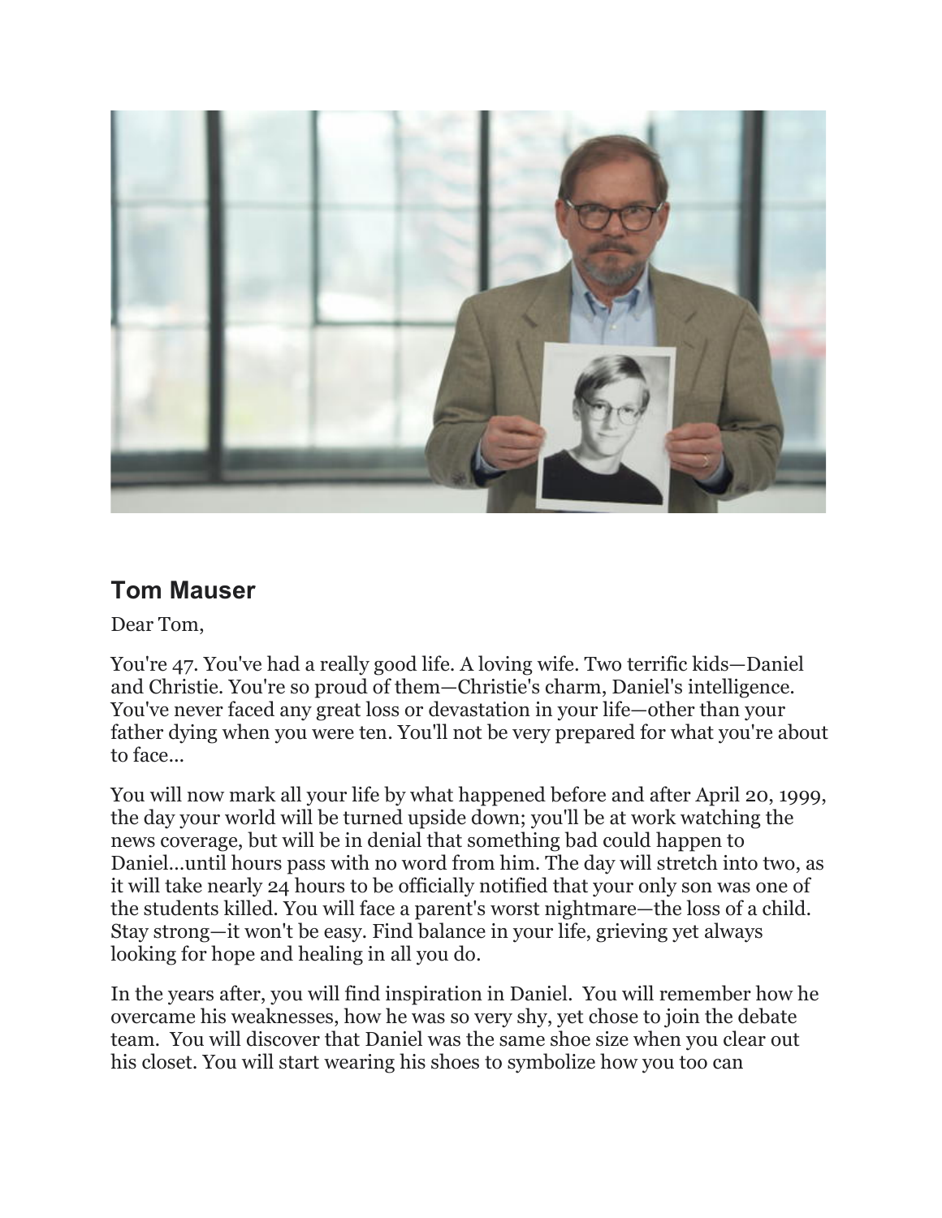## Tom Mauser

Dear Tom,

You're 47. You've had a really good life. A loving wife. Two terrific kids—Daniel and Christie. You're so proud of them—Christie's charm, Daniel's intelligence. You've never faced any great loss or devastation in your life—other than your father dying when you were ten. You'll not be very prepared for what you're about to face...

You will now mark all your life by what happened before and after April 20, 1999, the day your world will be turned upside down; you'll be at work watching the news coverage, but will be in denial that something bad could happen to Daniel...until hours pass with no word from him. The day will stretch into two, as it will take nearly 24 hours to be officially notified that your only son was one of the students killed. You will face a parent's worst nightmare—the loss of a child. Stay strong—it won't be easy. Find balance in your life, grieving yet always looking for hope and healing in all you do.

In the years after, you will find inspiration in Daniel. You will remember how he overcame his weaknesses, how he was so very shy, yet chose to join the debate team. You will discover that Daniel was the same shoe size when you clear out his closet. You will start wearing his shoes to symbolize how you too can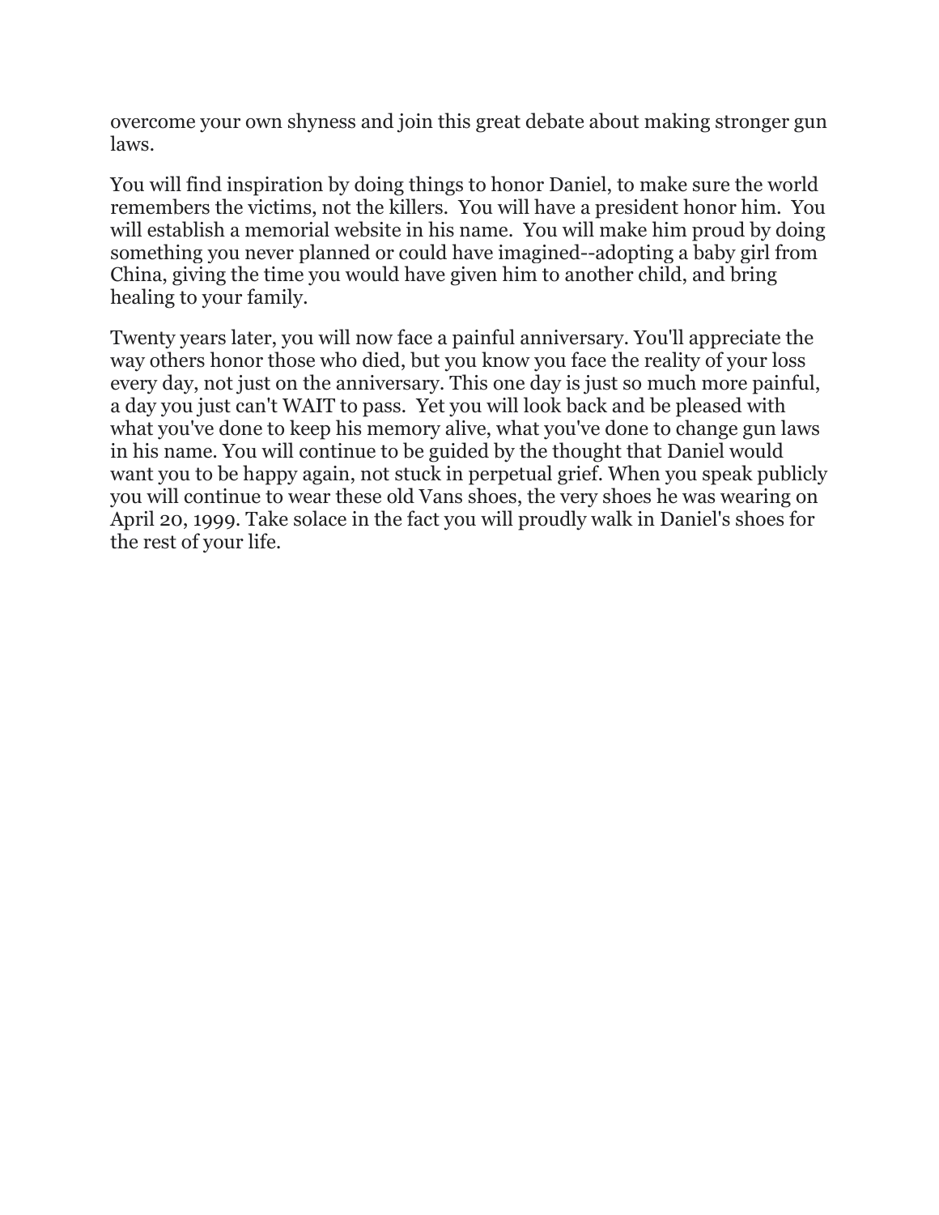overcome your own shyness and join this great debate about making stronger gun laws.

You will find inspiration by doing things to honor Daniel, to make sure the world remembers the victims, not the killers. You will have a president honor him. You will establish a memorial website in his name. You will make him proud by doing something you never planned or could have imagined--adopting a baby girl from China, giving the time you would have given him to another child, and bring healing to your family.

Twenty years later, you will now face a painful anniversary. You'll appreciate the way others honor those who died, but you know you face the reality of your loss every day, not just on the anniversary. This one day is just so much more painful, a day you just can't WAIT to pass. Yet you will look back and be pleased with what you've done to keep his memory alive, what you've done to change gun laws in his name. You will continue to be guided by the thought that Daniel would want you to be happy again, not stuck in perpetual grief. When you speak publicly you will continue to wear these old Vans shoes, the very shoes he was wearing on April 20, 1999. Take solace in the fact you will proudly walk in Daniel's shoes for the rest of your life.